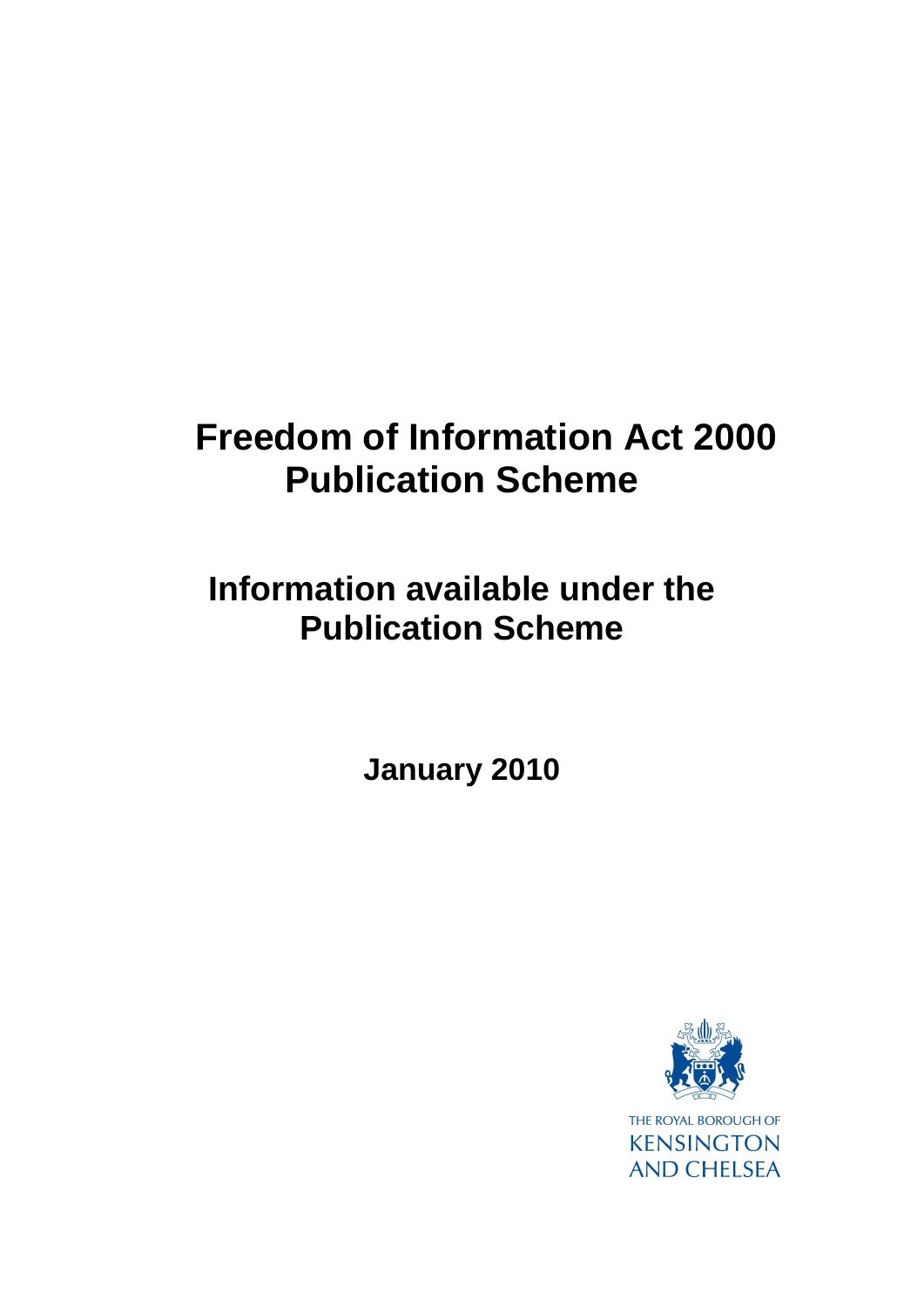# Freedom of Information Act 2000 Publication Scheme

## Information available under the Publication Scheme

**January 2010**

THE ROYAL BOROUGH OF
KENSINGTON
AND CHELSEA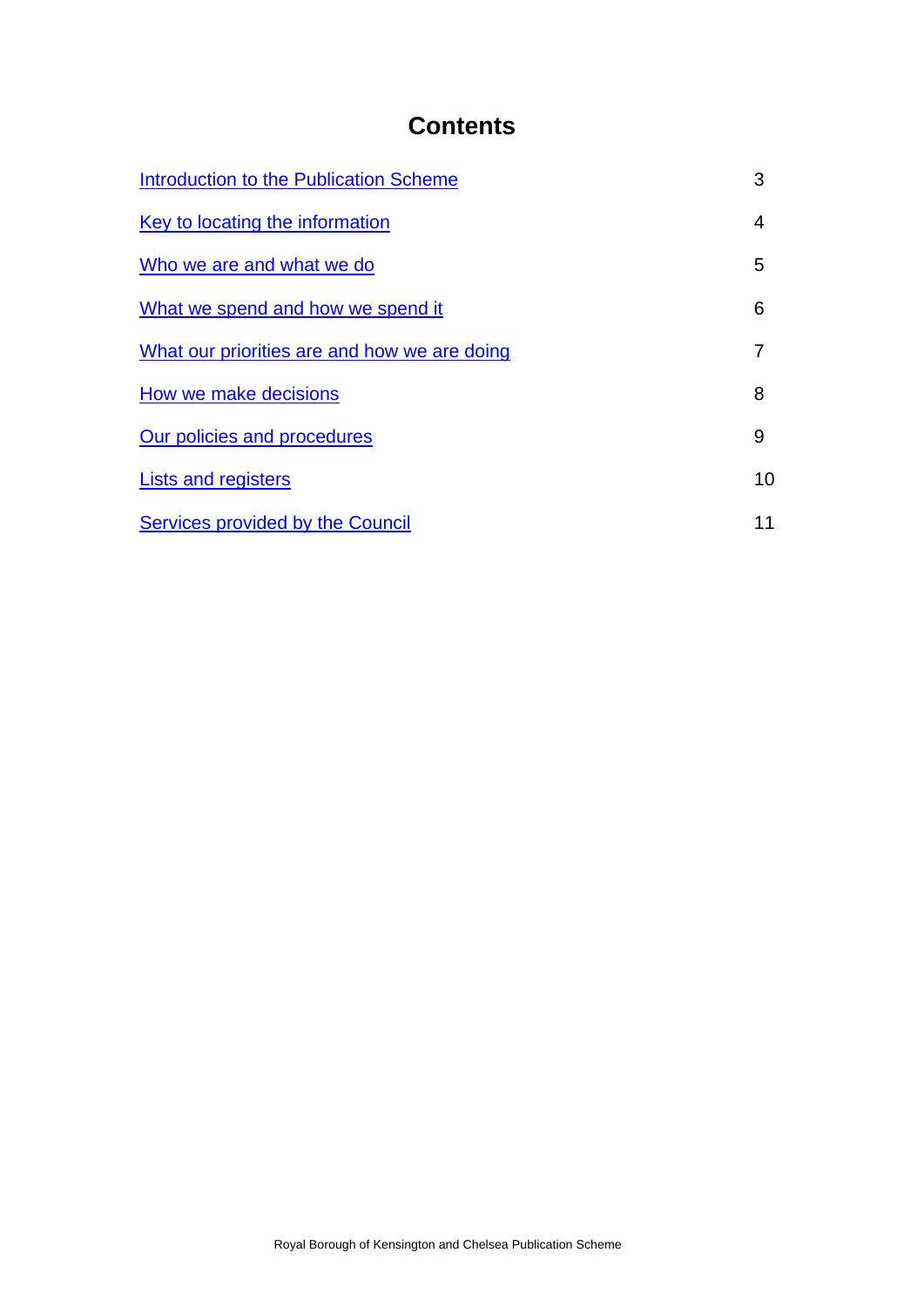# Contents

| | |
|---|---|
| Introduction to the Publication Scheme | 3 |
| Key to locating the information | 4 |
| Who we are and what we do | 5 |
| What we spend and how we spend it | 6 |
| What our priorities are and how we are doing | 7 |
| How we make decisions | 8 |
| Our policies and procedures | 9 |
| Lists and registers | 10 |
| Services provided by the Council | 11 |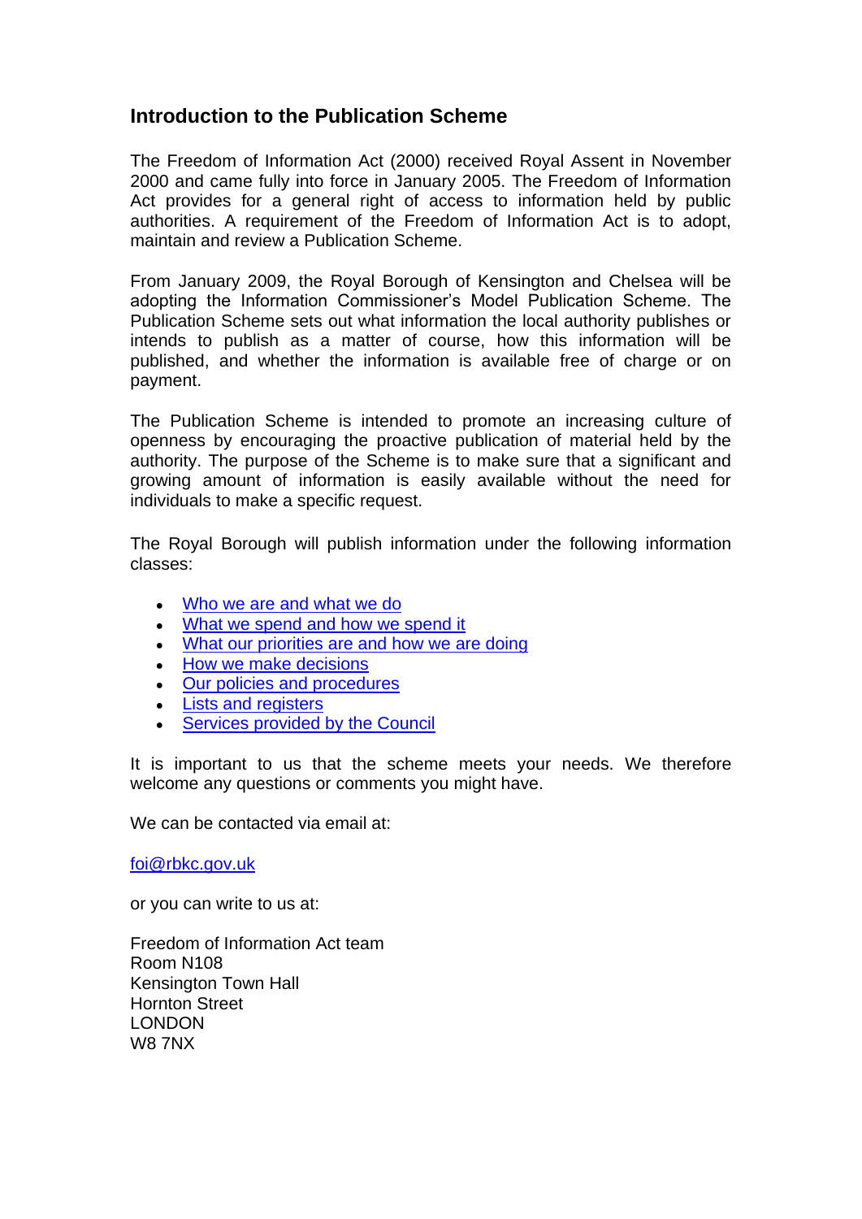## Introduction to the Publication Scheme

The Freedom of Information Act (2000) received Royal Assent in November 2000 and came fully into force in January 2005. The Freedom of Information Act provides for a general right of access to information held by public authorities. A requirement of the Freedom of Information Act is to adopt, maintain and review a Publication Scheme.

From January 2009, the Royal Borough of Kensington and Chelsea will be adopting the Information Commissioner's Model Publication Scheme. The Publication Scheme sets out what information the local authority publishes or intends to publish as a matter of course, how this information will be published, and whether the information is available free of charge or on payment.

The Publication Scheme is intended to promote an increasing culture of openness by encouraging the proactive publication of material held by the authority. The purpose of the Scheme is to make sure that a significant and growing amount of information is easily available without the need for individuals to make a specific request.

The Royal Borough will publish information under the following information classes:

- Who we are and what we do
- What we spend and how we spend it
- What our priorities are and how we are doing
- How we make decisions
- Our policies and procedures
- Lists and registers
- Services provided by the Council

It is important to us that the scheme meets your needs. We therefore welcome any questions or comments you might have.

We can be contacted via email at:

foi@rbkc.gov.uk

or you can write to us at:

Freedom of Information Act team
Room N108
Kensington Town Hall
Hornton Street
LONDON
W8 7NX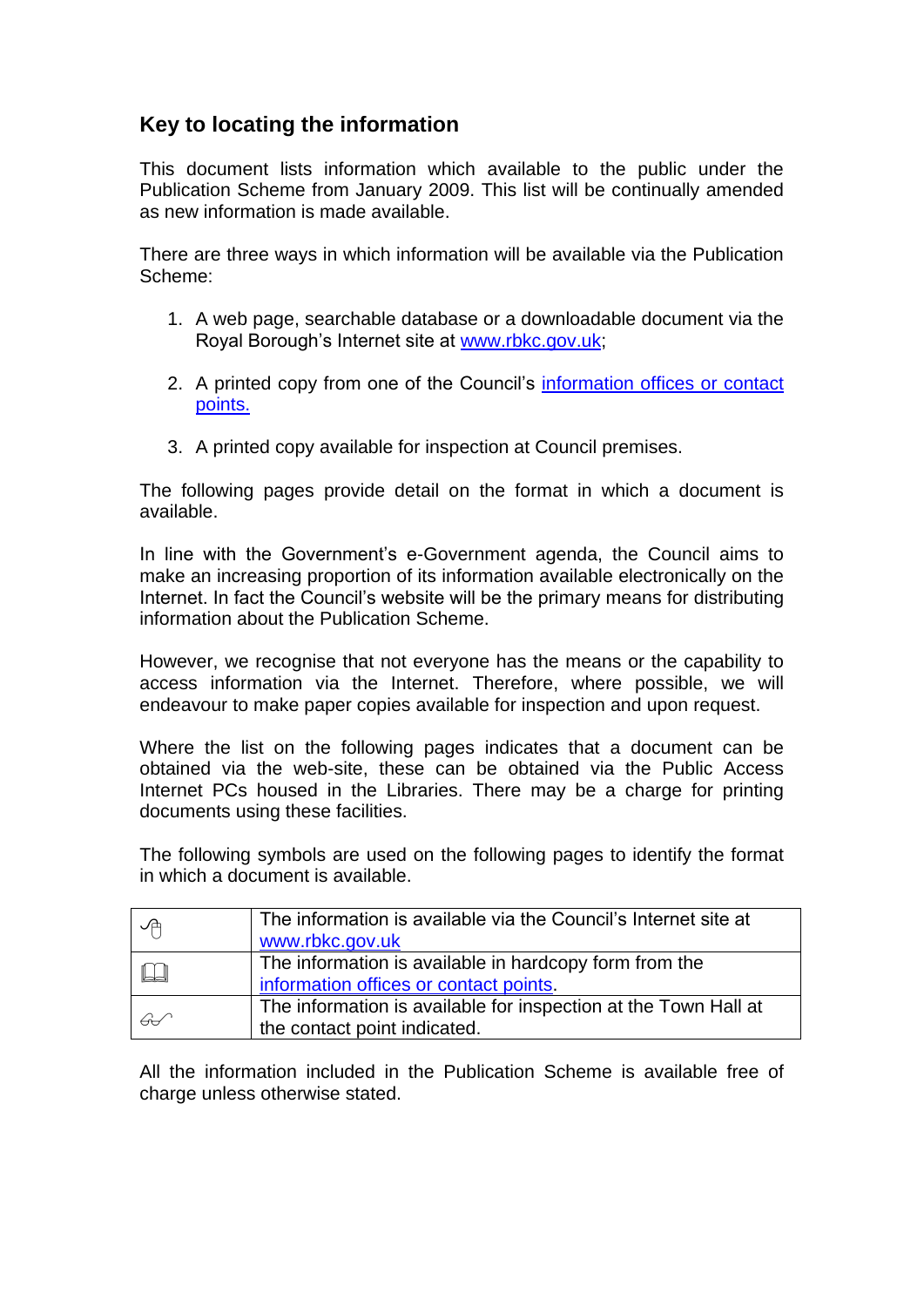## Key to locating the information

This document lists information which available to the public under the Publication Scheme from January 2009. This list will be continually amended as new information is made available.

There are three ways in which information will be available via the Publication Scheme:

1. A web page, searchable database or a downloadable document via the Royal Borough's Internet site at www.rbkc.gov.uk;
2. A printed copy from one of the Council's information offices or contact points.
3. A printed copy available for inspection at Council premises.

The following pages provide detail on the format in which a document is available.

In line with the Government's e-Government agenda, the Council aims to make an increasing proportion of its information available electronically on the Internet. In fact the Council's website will be the primary means for distributing information about the Publication Scheme.

However, we recognise that not everyone has the means or the capability to access information via the Internet. Therefore, where possible, we will endeavour to make paper copies available for inspection and upon request.

Where the list on the following pages indicates that a document can be obtained via the web-site, these can be obtained via the Public Access Internet PCs housed in the Libraries. There may be a charge for printing documents using these facilities.

The following symbols are used on the following pages to identify the format in which a document is available.

| Symbol | Description |
|---|---|
| 🖱 | The information is available via the Council's Internet site at www.rbkc.gov.uk |
| 🕮 | The information is available in hardcopy form from the information offices or contact points. |
| 👓 | The information is available for inspection at the Town Hall at the contact point indicated. |

All the information included in the Publication Scheme is available free of charge unless otherwise stated.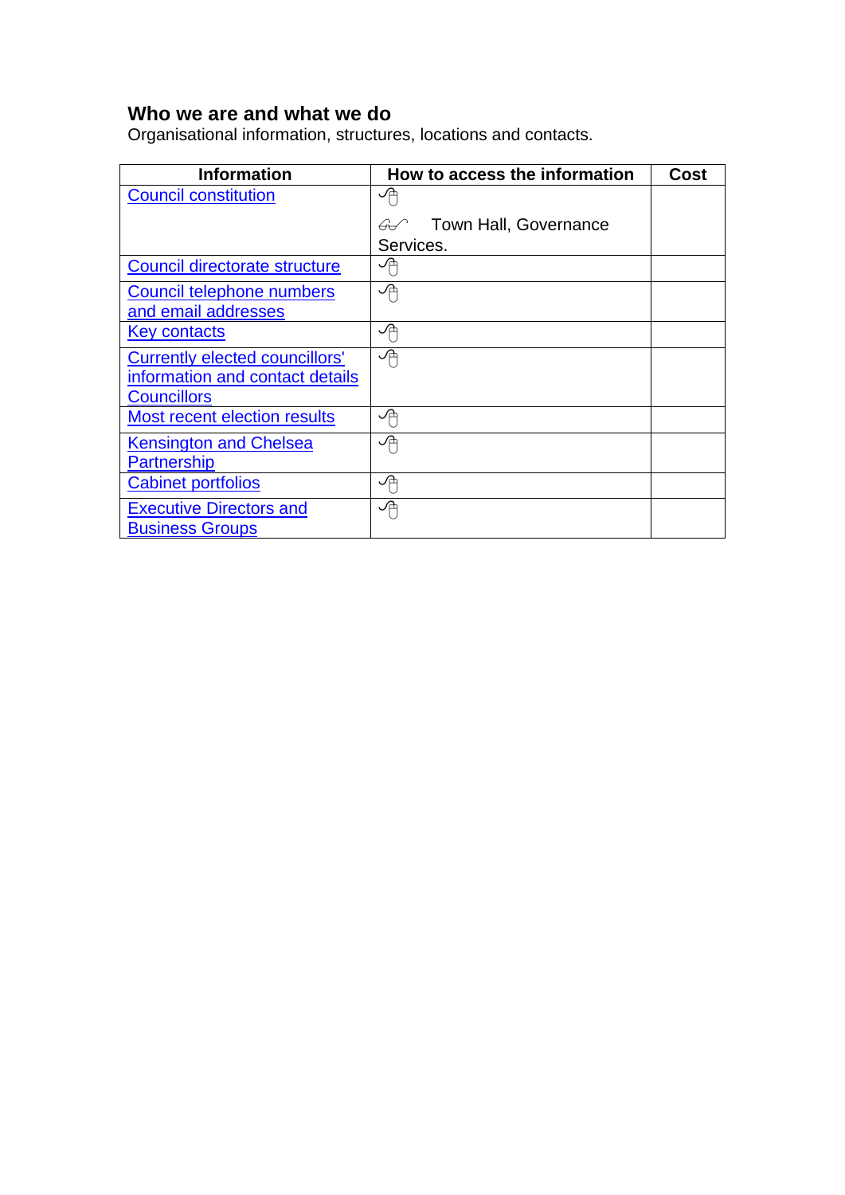**Who we are and what we do**

Organisational information, structures, locations and contacts.

| Information | How to access the information | Cost |
|---|---|---|
| Council constitution | 🖱 <br> 👓 Town Hall, Governance Services. | |
| Council directorate structure | 🖱 | |
| Council telephone numbers and email addresses | 🖱 | |
| Key contacts | 🖱 | |
| Currently elected councillors' information and contact details Councillors | 🖱 | |
| Most recent election results | 🖱 | |
| Kensington and Chelsea Partnership | 🖱 | |
| Cabinet portfolios | 🖱 | |
| Executive Directors and Business Groups | 🖱 | |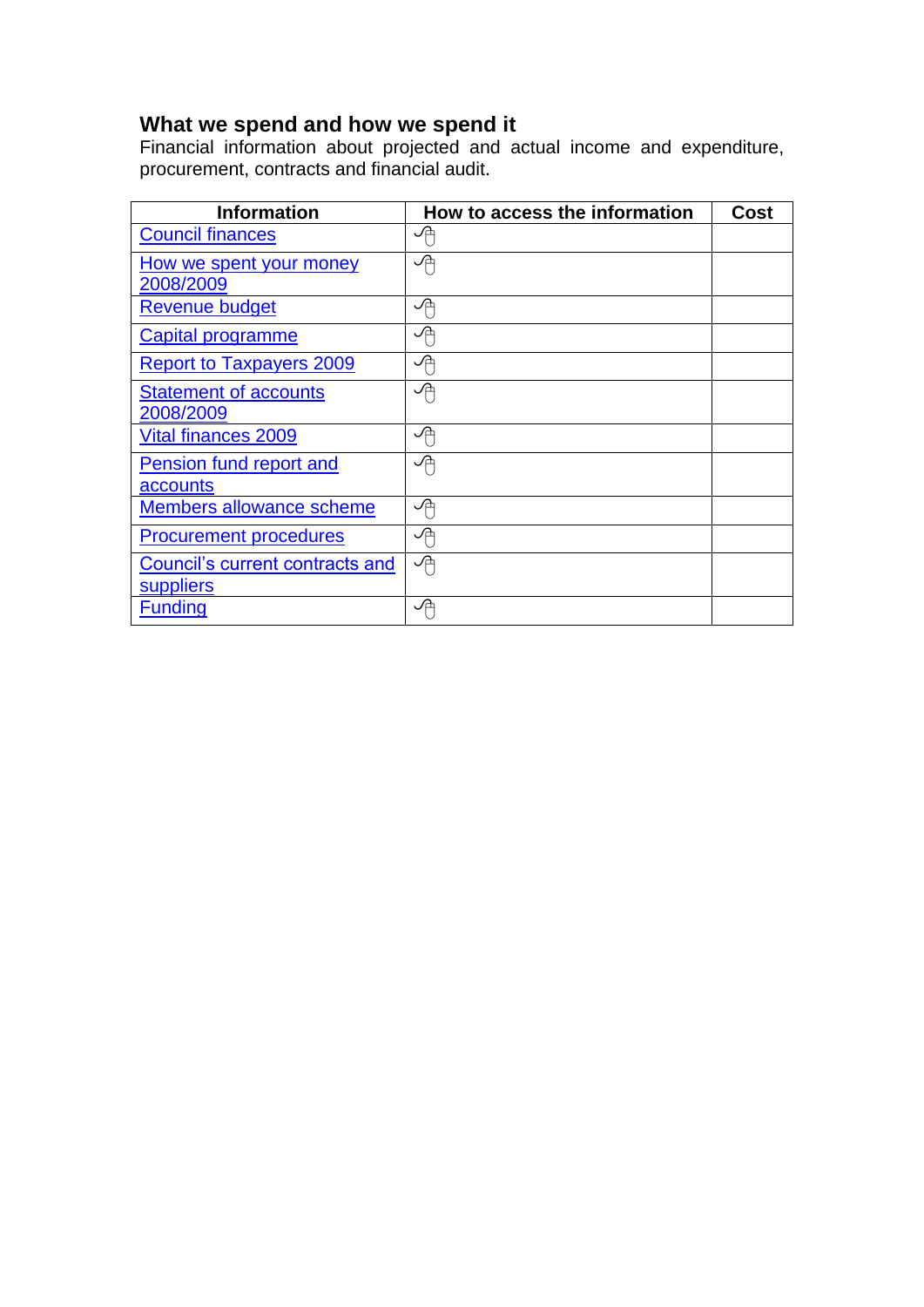## What we spend and how we spend it

Financial information about projected and actual income and expenditure, procurement, contracts and financial audit.

| Information | How to access the information | Cost |
|---|---|---|
| Council finances | 🖱 | |
| How we spent your money 2008/2009 | 🖱 | |
| Revenue budget | 🖱 | |
| Capital programme | 🖱 | |
| Report to Taxpayers 2009 | 🖱 | |
| Statement of accounts 2008/2009 | 🖱 | |
| Vital finances 2009 | 🖱 | |
| Pension fund report and accounts | 🖱 | |
| Members allowance scheme | 🖱 | |
| Procurement procedures | 🖱 | |
| Council's current contracts and suppliers | 🖱 | |
| Funding | 🖱 | |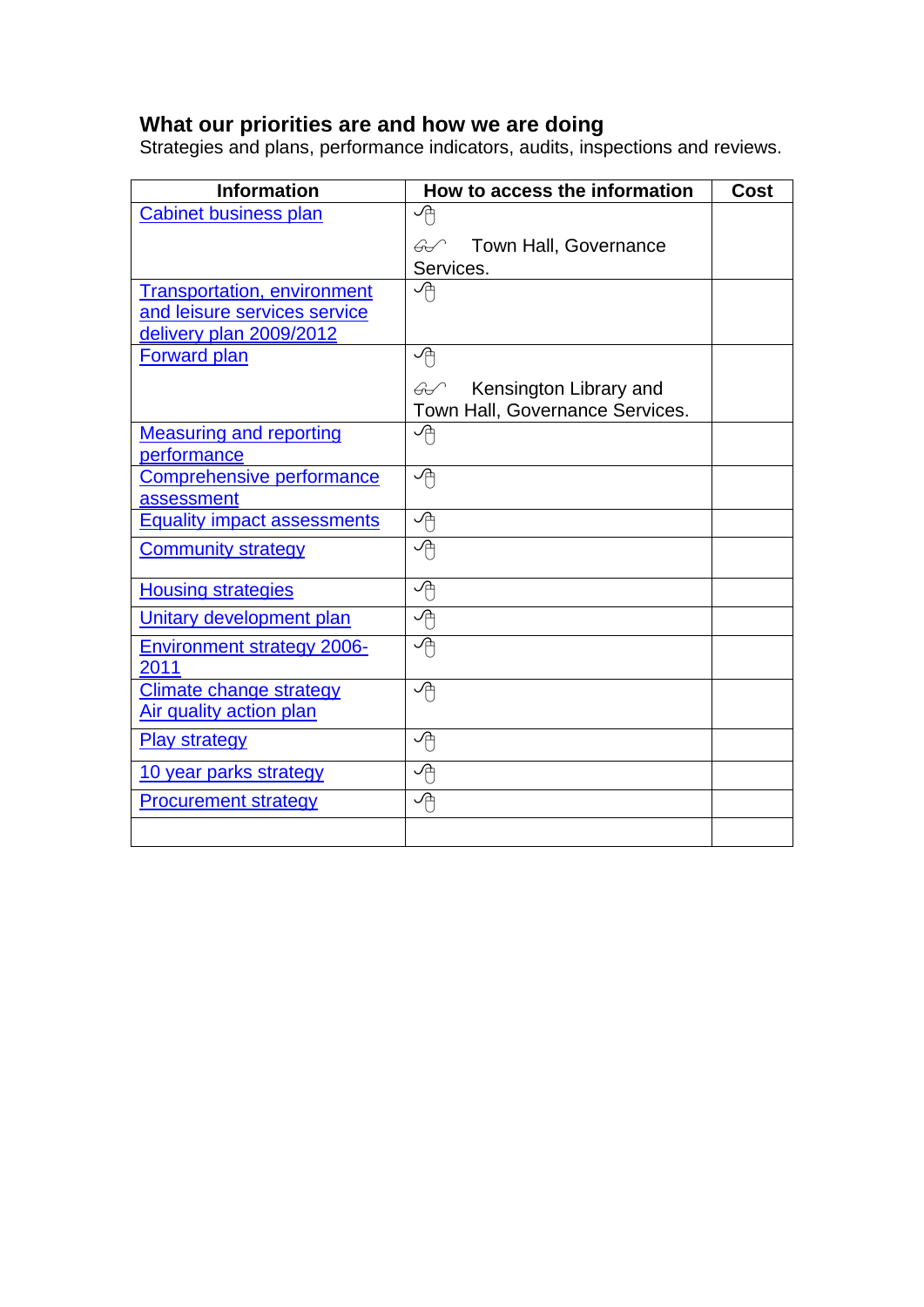## What our priorities are and how we are doing

Strategies and plans, performance indicators, audits, inspections and reviews.

| Information | How to access the information | Cost |
|---|---|---|
| Cabinet business plan | 🖱 <br> 👓 Town Hall, Governance Services. | |
| Transportation, environment and leisure services service delivery plan 2009/2012 | 🖱 | |
| Forward plan | 🖱 <br> 👓 Kensington Library and Town Hall, Governance Services. | |
| Measuring and reporting performance | 🖱 | |
| Comprehensive performance assessment | 🖱 | |
| Equality impact assessments | 🖱 | |
| Community strategy | 🖱 | |
| Housing strategies | 🖱 | |
| Unitary development plan | 🖱 | |
| Environment strategy 2006-2011 | 🖱 | |
| Climate change strategy <br> Air quality action plan | 🖱 | |
| Play strategy | 🖱 | |
| 10 year parks strategy | 🖱 | |
| Procurement strategy | 🖱 | |
| | | |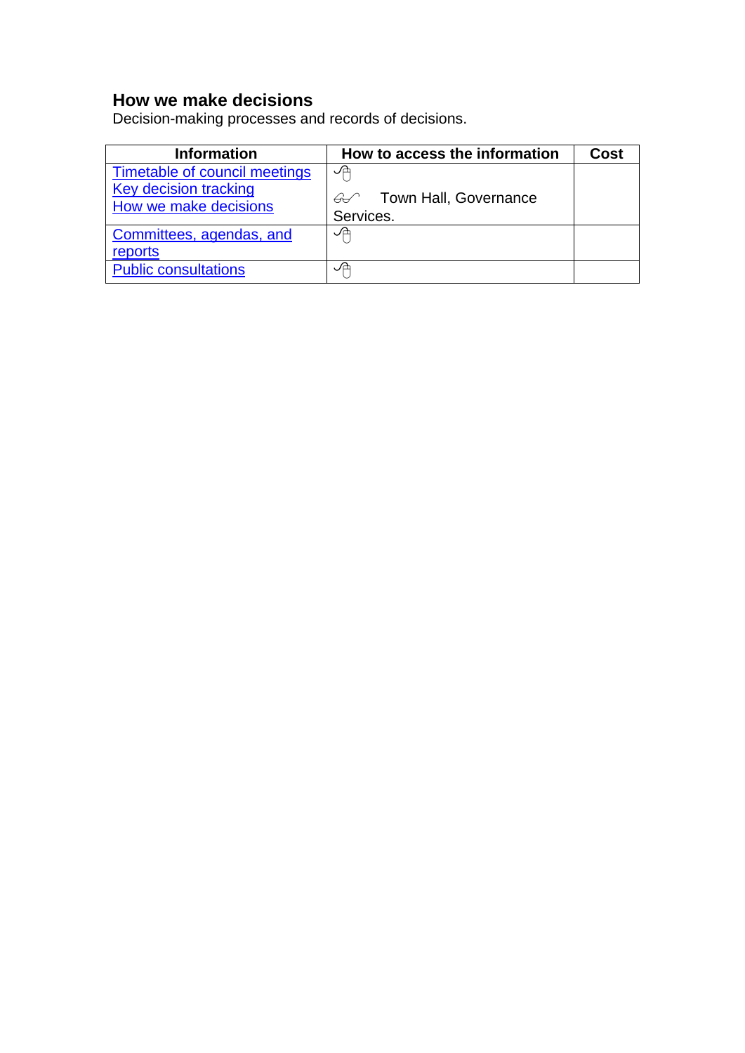## How we make decisions

Decision-making processes and records of decisions.

| Information | How to access the information | Cost |
|---|---|---|
| Timetable of council meetings<br>Key decision tracking<br>How we make decisions | 🖱<br>👓 Town Hall, Governance Services. | |
| Committees, agendas, and reports | 🖱 | |
| Public consultations | 🖱 | |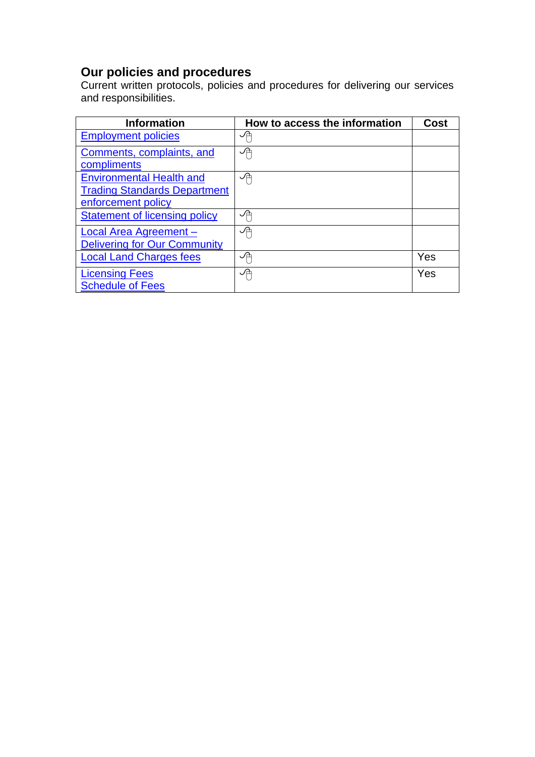## Our policies and procedures

Current written protocols, policies and procedures for delivering our services and responsibilities.

| Information | How to access the information | Cost |
|---|---|---|
| Employment policies | 🖰 | |
| Comments, complaints, and compliments | 🖰 | |
| Environmental Health and Trading Standards Department enforcement policy | 🖰 | |
| Statement of licensing policy | 🖰 | |
| Local Area Agreement – Delivering for Our Community | 🖰 | |
| Local Land Charges fees | 🖰 | Yes |
| Licensing Fees Schedule of Fees | 🖰 | Yes |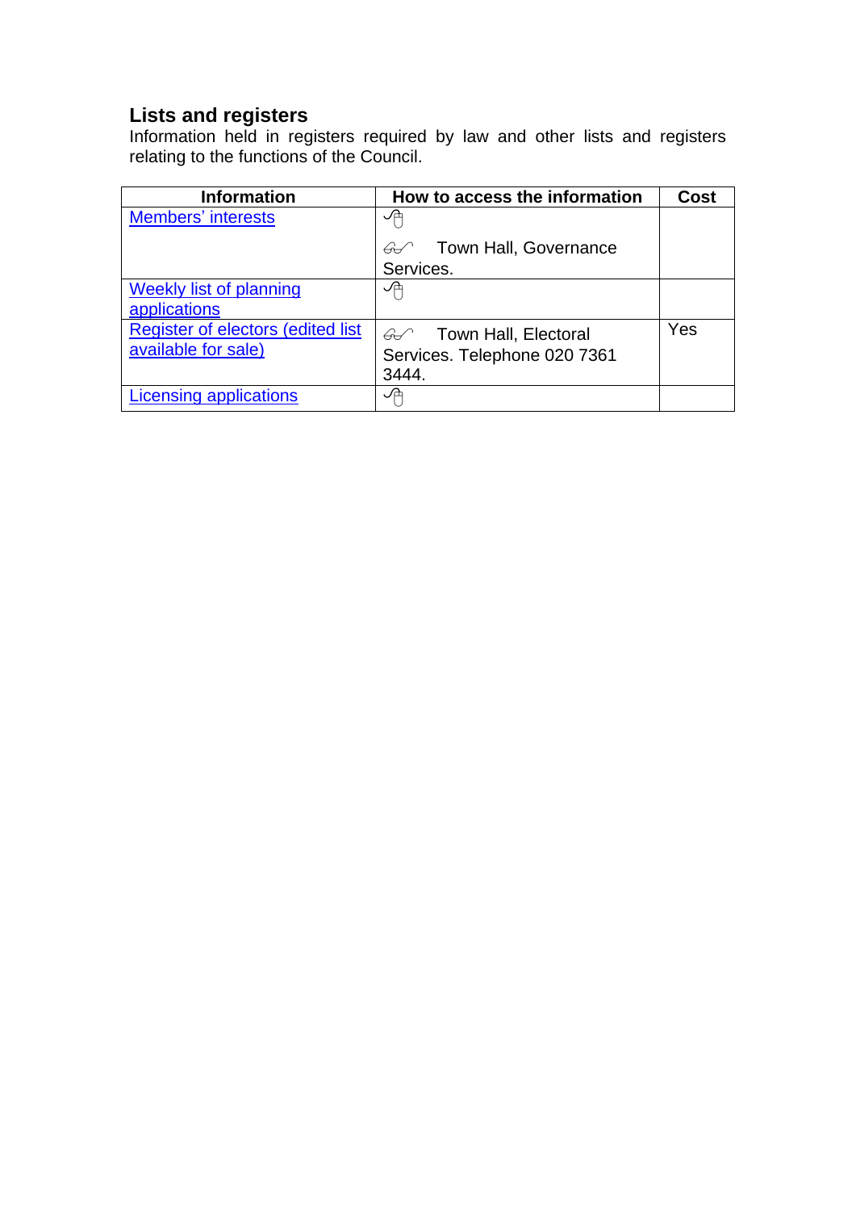## Lists and registers

Information held in registers required by law and other lists and registers relating to the functions of the Council.

| Information | How to access the information | Cost |
|---|---|---|
| Members' interests | 🖱<br>👓 Town Hall, Governance Services. | |
| Weekly list of planning applications | 🖱 | |
| Register of electors (edited list available for sale) | 👓 Town Hall, Electoral Services. Telephone 020 7361 3444. | Yes |
| Licensing applications | 🖱 | |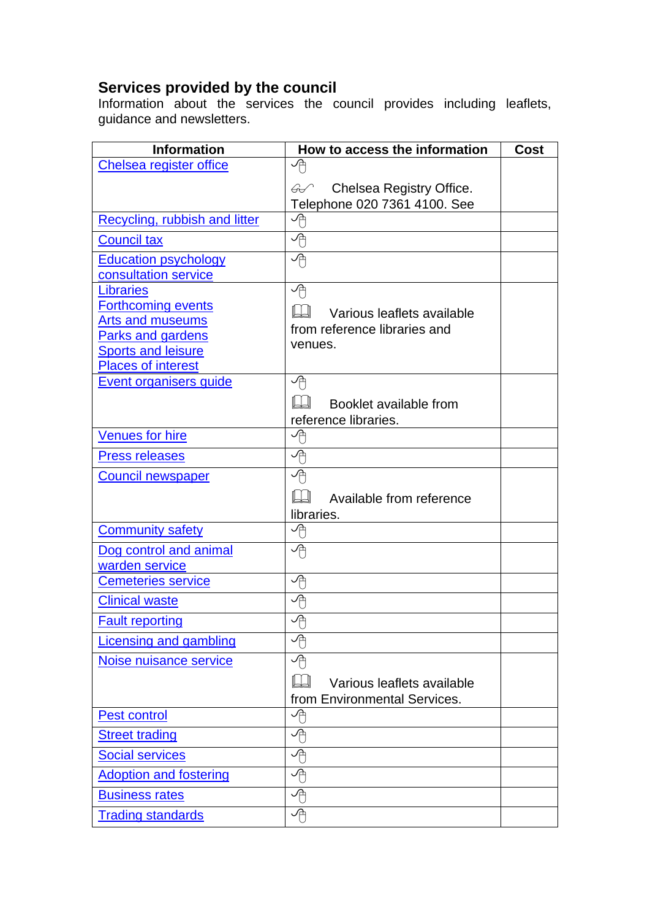## Services provided by the council

Information about the services the council provides including leaflets, guidance and newsletters.

| Information | How to access the information | Cost |
|---|---|---|
| Chelsea register office | 🖱 ✍ Chelsea Registry Office. Telephone 020 7361 4100. See | |
| Recycling, rubbish and litter | 🖱 | |
| Council tax | 🖱 | |
| Education psychology consultation service | 🖱 | |
| Libraries<br>Forthcoming events<br>Arts and museums<br>Parks and gardens<br>Sports and leisure<br>Places of interest | 🖱 📖 Various leaflets available from reference libraries and venues. | |
| Event organisers guide | 🖱 📖 Booklet available from reference libraries. | |
| Venues for hire | 🖱 | |
| Press releases | 🖱 | |
| Council newspaper | 🖱 📖 Available from reference libraries. | |
| Community safety | 🖱 | |
| Dog control and animal warden service | 🖱 | |
| Cemeteries service | 🖱 | |
| Clinical waste | 🖱 | |
| Fault reporting | 🖱 | |
| Licensing and gambling | 🖱 | |
| Noise nuisance service | 🖱 📖 Various leaflets available from Environmental Services. | |
| Pest control | 🖱 | |
| Street trading | 🖱 | |
| Social services | 🖱 | |
| Adoption and fostering | 🖱 | |
| Business rates | 🖱 | |
| Trading standards | 🖱 | |